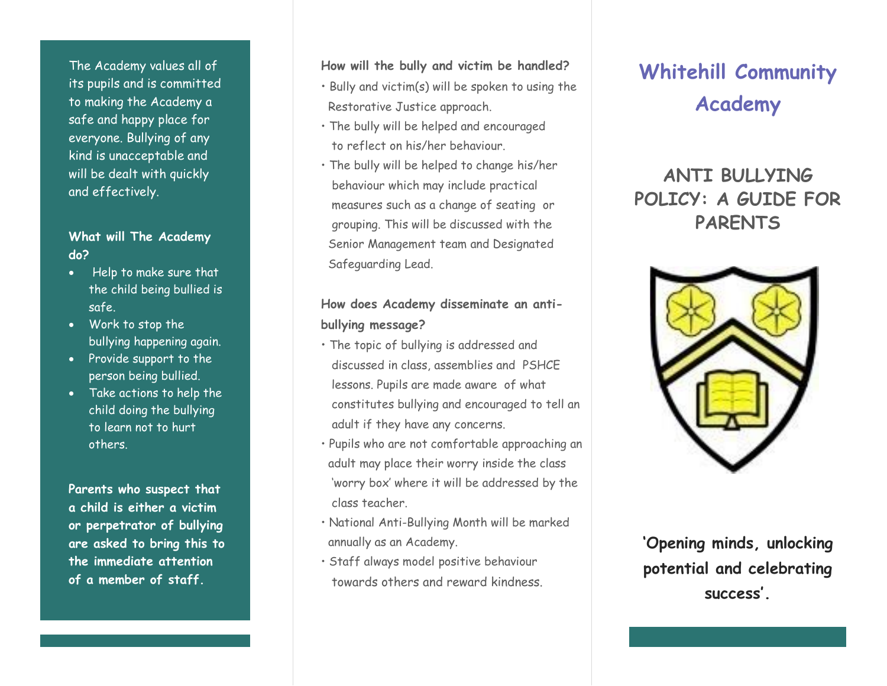The Academy values all of its pupils and is committed to making the Academy a safe and happy place for everyone. Bullying of any kind is unacceptable and will be dealt with quickly and effectively.

**What will The Academy do?**

- Help to make sure that the child being bullied is safe.
- Work to stop the bullying happening again.
- Provide support to the person being bullied.
- Take actions to help the child doing the bullying to learn not to hurt others.

**Parents who suspect that a child is either a victim or perpetrator of bullying are asked to bring this to the immediate attention of a member of staff.**

**How will the bully and victim be handled?**

- Bully and victim(s) will be spoken to using the Restorative Justice approach.
- The bully will be helped and encouraged to reflect on his/her behaviour.
- The bully will be helped to change his/her behaviour which may include practical measures such as a change of seating or grouping. This will be discussed with the Senior Management team and Designated Safeguarding Lead.

**How does Academy disseminate an anti-bullying message?**

- The topic of bullying is addressed and discussed in class, assemblies and PSHCE lessons. Pupils are made aware of what constitutes bullying and encouraged to tell an adult if they have any concerns.
- Pupils who are not comfortable approaching an adult may place their worry inside the class 'worry box' where it will be addressed by the class teacher.
- National Anti-Bullying Month will be marked annually as an Academy.
- Staff always model positive behaviour towards others and reward kindness.

# Whitehill Community Academy

## ANTI BULLYING POLICY: A GUIDE FOR PARENTS

**'Opening minds, unlocking potential and celebrating success'.**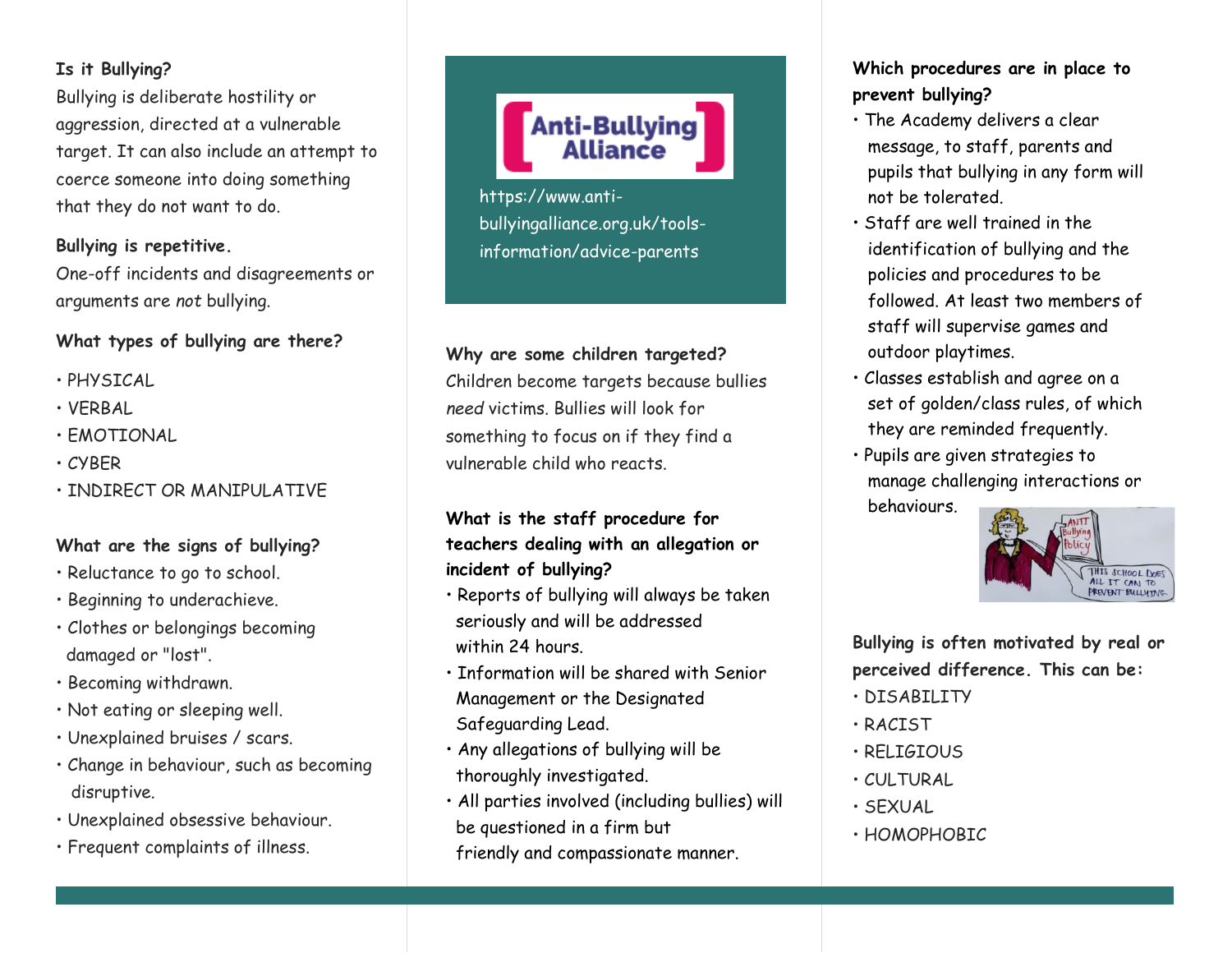**Is it Bullying?**

Bullying is deliberate hostility or aggression, directed at a vulnerable target. It can also include an attempt to coerce someone into doing something that they do not want to do.

**Bullying is repetitive.**

One-off incidents and disagreements or arguments are *not* bullying.

**What types of bullying are there?**

- PHYSICAL
- VERBAL
- EMOTIONAL
- CYBER
- INDIRECT OR MANIPULATIVE

**What are the signs of bullying?**

- Reluctance to go to school.
- Beginning to underachieve.
- Clothes or belongings becoming damaged or "lost".
- Becoming withdrawn.
- Not eating or sleeping well.
- Unexplained bruises / scars.
- Change in behaviour, such as becoming disruptive.
- Unexplained obsessive behaviour.
- Frequent complaints of illness.

Anti-Bullying Alliance

https://www.anti-bullyingalliance.org.uk/tools-information/advice-parents

**Why are some children targeted?**

Children become targets because bullies *need* victims. Bullies will look for something to focus on if they find a vulnerable child who reacts.

**What is the staff procedure for teachers dealing with an allegation or incident of bullying?**

- Reports of bullying will always be taken seriously and will be addressed within 24 hours.
- Information will be shared with Senior Management or the Designated Safeguarding Lead.
- Any allegations of bullying will be thoroughly investigated.
- All parties involved (including bullies) will be questioned in a firm but friendly and compassionate manner.

**Which procedures are in place to prevent bullying?**

- The Academy delivers a clear message, to staff, parents and pupils that bullying in any form will not be tolerated.
- Staff are well trained in the identification of bullying and the policies and procedures to be followed. At least two members of staff will supervise games and outdoor playtimes.
- Classes establish and agree on a set of golden/class rules, of which they are reminded frequently.
- Pupils are given strategies to manage challenging interactions or behaviours.

**Bullying is often motivated by real or perceived difference. This can be:**

- DISABILITY
- RACIST
- RELIGIOUS
- CULTURAL
- SEXUAL
- HOMOPHOBIC